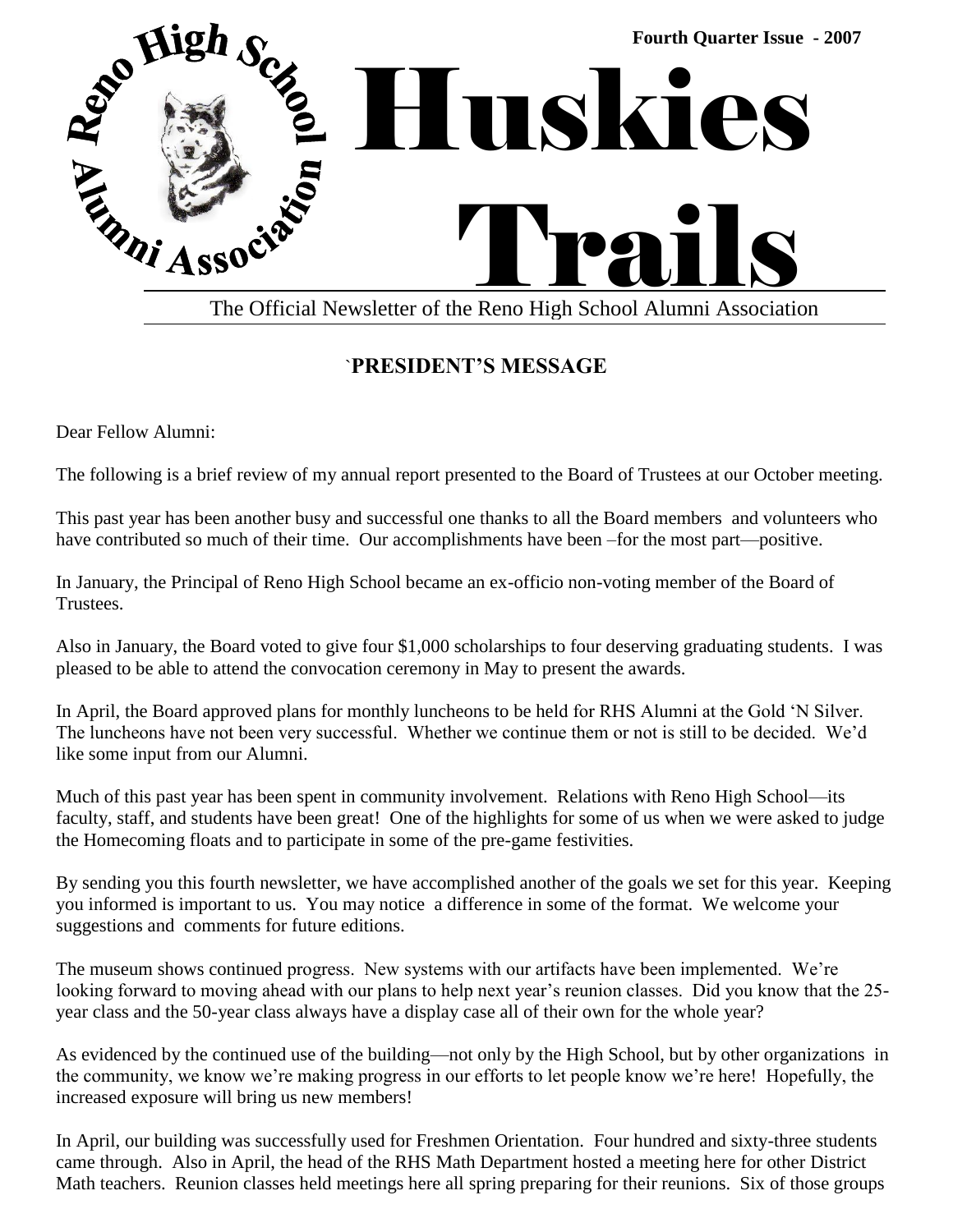Fourth Quarter Issue - 2007

# Huskies Trails

The Official Newsletter of the Reno High School Alumni Association

## `PRESIDENT'S MESSAGE

Dear Fellow Alumni:

The following is a brief review of my annual report presented to the Board of Trustees at our October meeting.

This past year has been another busy and successful one thanks to all the Board members and volunteers who have contributed so much of their time. Our accomplishments have been –for the most part—positive.

In January, the Principal of Reno High School became an ex-officio non-voting member of the Board of Trustees.

Also in January, the Board voted to give four $1,000 scholarships to four deserving graduating students. I was pleased to be able to attend the convocation ceremony in May to present the awards.

In April, the Board approved plans for monthly luncheons to be held for RHS Alumni at the Gold 'N Silver. The luncheons have not been very successful. Whether we continue them or not is still to be decided. We'd like some input from our Alumni.

Much of this past year has been spent in community involvement. Relations with Reno High School—its faculty, staff, and students have been great! One of the highlights for some of us when we were asked to judge the Homecoming floats and to participate in some of the pre-game festivities.

By sending you this fourth newsletter, we have accomplished another of the goals we set for this year. Keeping you informed is important to us. You may notice a difference in some of the format. We welcome your suggestions and comments for future editions.

The museum shows continued progress. New systems with our artifacts have been implemented. We're looking forward to moving ahead with our plans to help next year's reunion classes. Did you know that the 25-year class and the 50-year class always have a display case all of their own for the whole year?

As evidenced by the continued use of the building—not only by the High School, but by other organizations in the community, we know we're making progress in our efforts to let people know we're here! Hopefully, the increased exposure will bring us new members!

In April, our building was successfully used for Freshmen Orientation. Four hundred and sixty-three students came through. Also in April, the head of the RHS Math Department hosted a meeting here for other District Math teachers. Reunion classes held meetings here all spring preparing for their reunions. Six of those groups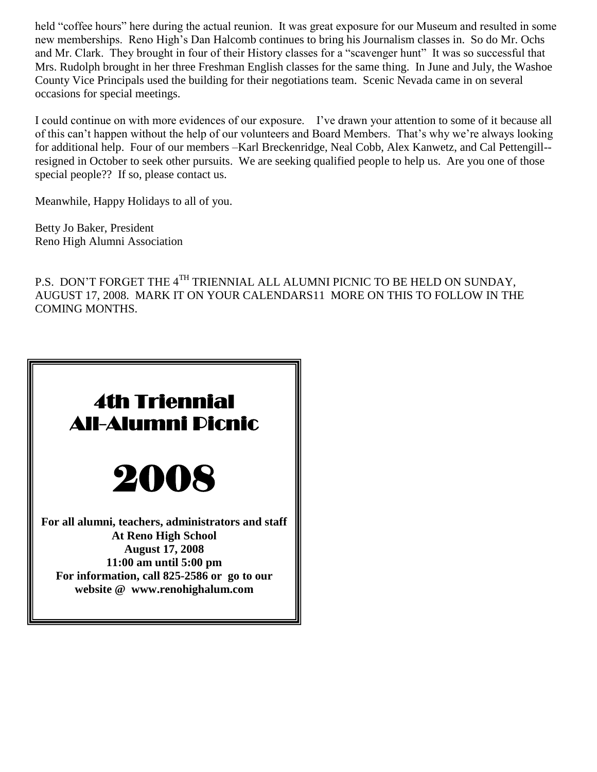held "coffee hours" here during the actual reunion. It was great exposure for our Museum and resulted in some new memberships. Reno High's Dan Halcomb continues to bring his Journalism classes in. So do Mr. Ochs and Mr. Clark. They brought in four of their History classes for a "scavenger hunt" It was so successful that Mrs. Rudolph brought in her three Freshman English classes for the same thing. In June and July, the Washoe County Vice Principals used the building for their negotiations team. Scenic Nevada came in on several occasions for special meetings.

I could continue on with more evidences of our exposure. I've drawn your attention to some of it because all of this can't happen without the help of our volunteers and Board Members. That's why we're always looking for additional help. Four of our members –Karl Breckenridge, Neal Cobb, Alex Kanwetz, and Cal Pettengill--resigned in October to seek other pursuits. We are seeking qualified people to help us. Are you one of those special people?? If so, please contact us.

Meanwhile, Happy Holidays to all of you.

Betty Jo Baker, President
Reno High Alumni Association

P.S. DON'T FORGET THE 4TH TRIENNIAL ALL ALUMNI PICNIC TO BE HELD ON SUNDAY, AUGUST 17, 2008. MARK IT ON YOUR CALENDARS11 MORE ON THIS TO FOLLOW IN THE COMING MONTHS.

# 4th Triennial All-Alumni Picnic

# 2008

**For all alumni, teachers, administrators and staff**
**At Reno High School**
**August 17, 2008**
**11:00 am until 5:00 pm**
**For information, call 825-2586 or go to our website @ www.renohighalum.com**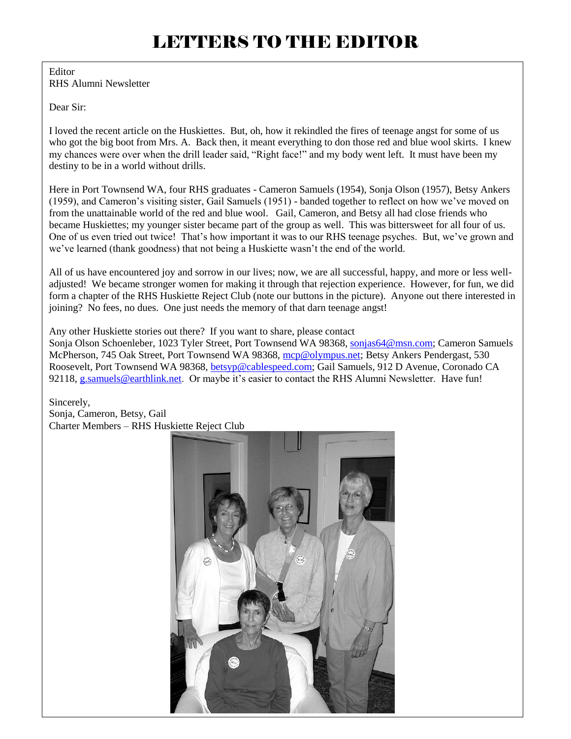# LETTERS TO THE EDITOR

Editor
RHS Alumni Newsletter

Dear Sir:

I loved the recent article on the Huskiettes. But, oh, how it rekindled the fires of teenage angst for some of us who got the big boot from Mrs. A. Back then, it meant everything to don those red and blue wool skirts. I knew my chances were over when the drill leader said, "Right face!" and my body went left. It must have been my destiny to be in a world without drills.

Here in Port Townsend WA, four RHS graduates - Cameron Samuels (1954), Sonja Olson (1957), Betsy Ankers (1959), and Cameron's visiting sister, Gail Samuels (1951) - banded together to reflect on how we've moved on from the unattainable world of the red and blue wool. Gail, Cameron, and Betsy all had close friends who became Huskiettes; my younger sister became part of the group as well. This was bittersweet for all four of us. One of us even tried out twice! That's how important it was to our RHS teenage psyches. But, we've grown and we've learned (thank goodness) that not being a Huskiette wasn't the end of the world.

All of us have encountered joy and sorrow in our lives; now, we are all successful, happy, and more or less well-adjusted! We became stronger women for making it through that rejection experience. However, for fun, we did form a chapter of the RHS Huskiette Reject Club (note our buttons in the picture). Anyone out there interested in joining? No fees, no dues. One just needs the memory of that darn teenage angst!

Any other Huskiette stories out there? If you want to share, please contact
Sonja Olson Schoenleber, 1023 Tyler Street, Port Townsend WA 98368, sonjas64@msn.com; Cameron Samuels McPherson, 745 Oak Street, Port Townsend WA 98368, mcp@olympus.net; Betsy Ankers Pendergast, 530 Roosevelt, Port Townsend WA 98368, betsyp@cablespeed.com; Gail Samuels, 912 D Avenue, Coronado CA 92118, g.samuels@earthlink.net. Or maybe it's easier to contact the RHS Alumni Newsletter. Have fun!

Sincerely,
Sonja, Cameron, Betsy, Gail
Charter Members – RHS Huskiette Reject Club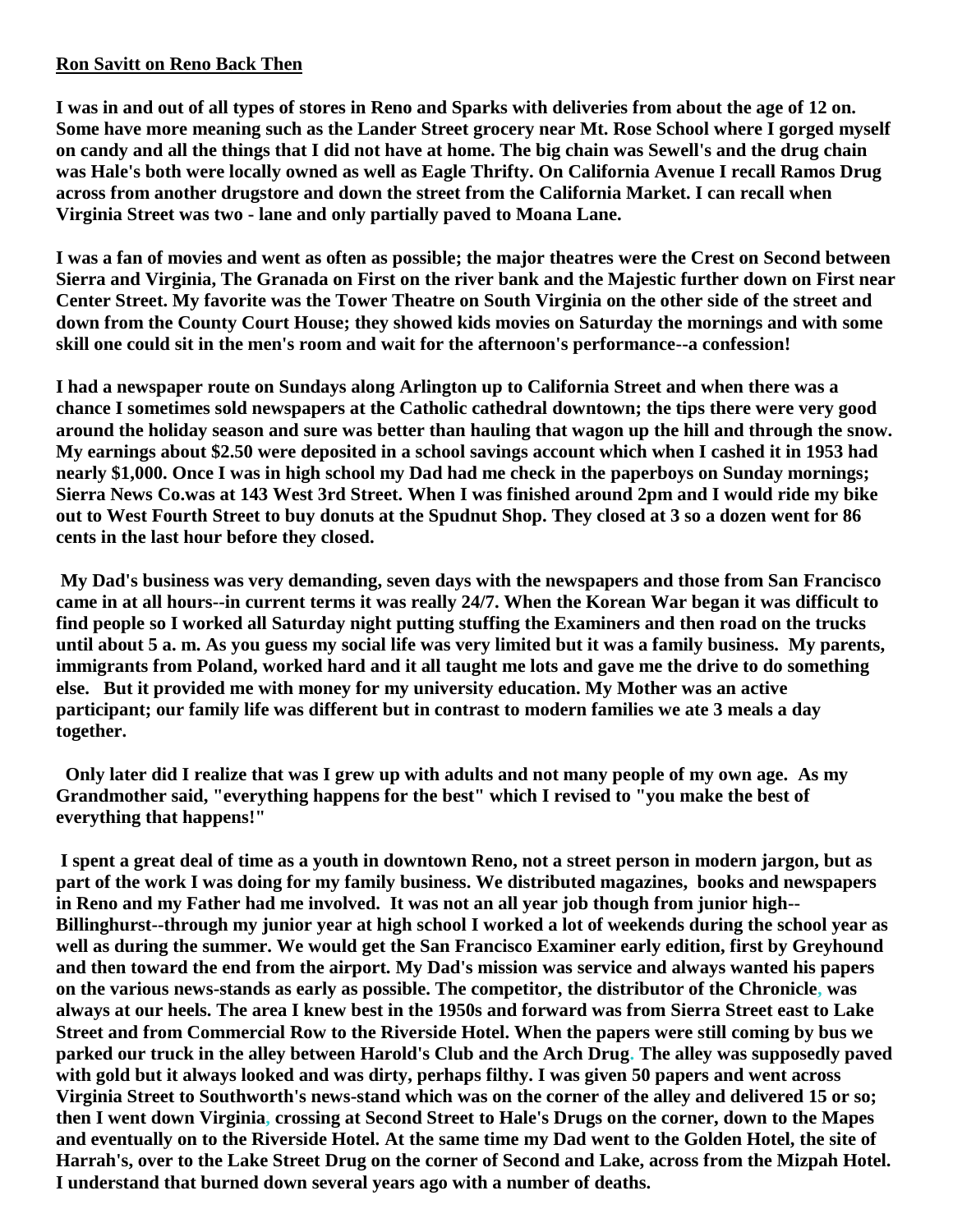**Ron Savitt on Reno Back Then**

**I was in and out of all types of stores in Reno and Sparks with deliveries from about the age of 12 on. Some have more meaning such as the Lander Street grocery near Mt. Rose School where I gorged myself on candy and all the things that I did not have at home. The big chain was Sewell's and the drug chain was Hale's both were locally owned as well as Eagle Thrifty. On California Avenue I recall Ramos Drug across from another drugstore and down the street from the California Market. I can recall when Virginia Street was two - lane and only partially paved to Moana Lane.**

**I was a fan of movies and went as often as possible; the major theatres were the Crest on Second between Sierra and Virginia, The Granada on First on the river bank and the Majestic further down on First near Center Street. My favorite was the Tower Theatre on South Virginia on the other side of the street and down from the County Court House; they showed kids movies on Saturday the mornings and with some skill one could sit in the men's room and wait for the afternoon's performance--a confession!**

**I had a newspaper route on Sundays along Arlington up to California Street and when there was a chance I sometimes sold newspapers at the Catholic cathedral downtown; the tips there were very good around the holiday season and sure was better than hauling that wagon up the hill and through the snow. My earnings about $2.50 were deposited in a school savings account which when I cashed it in 1953 had nearly $1,000. Once I was in high school my Dad had me check in the paperboys on Sunday mornings; Sierra News Co.was at 143 West 3rd Street. When I was finished around 2pm and I would ride my bike out to West Fourth Street to buy donuts at the Spudnut Shop. They closed at 3 so a dozen went for 86 cents in the last hour before they closed.**

**My Dad's business was very demanding, seven days with the newspapers and those from San Francisco came in at all hours--in current terms it was really 24/7. When the Korean War began it was difficult to find people so I worked all Saturday night putting stuffing the Examiners and then road on the trucks until about 5 a. m. As you guess my social life was very limited but it was a family business. My parents, immigrants from Poland, worked hard and it all taught me lots and gave me the drive to do something else. But it provided me with money for my university education. My Mother was an active participant; our family life was different but in contrast to modern families we ate 3 meals a day together.**

**Only later did I realize that was I grew up with adults and not many people of my own age. As my Grandmother said, "everything happens for the best" which I revised to "you make the best of everything that happens!"**

**I spent a great deal of time as a youth in downtown Reno, not a street person in modern jargon, but as part of the work I was doing for my family business. We distributed magazines, books and newspapers in Reno and my Father had me involved. It was not an all year job though from junior high--Billinghurst--through my junior year at high school I worked a lot of weekends during the school year as well as during the summer. We would get the San Francisco Examiner early edition, first by Greyhound and then toward the end from the airport. My Dad's mission was service and always wanted his papers on the various news-stands as early as possible. The competitor, the distributor of the Chronicle, was always at our heels. The area I knew best in the 1950s and forward was from Sierra Street east to Lake Street and from Commercial Row to the Riverside Hotel. When the papers were still coming by bus we parked our truck in the alley between Harold's Club and the Arch Drug. The alley was supposedly paved with gold but it always looked and was dirty, perhaps filthy. I was given 50 papers and went across Virginia Street to Southworth's news-stand which was on the corner of the alley and delivered 15 or so; then I went down Virginia, crossing at Second Street to Hale's Drugs on the corner, down to the Mapes and eventually on to the Riverside Hotel. At the same time my Dad went to the Golden Hotel, the site of Harrah's, over to the Lake Street Drug on the corner of Second and Lake, across from the Mizpah Hotel. I understand that burned down several years ago with a number of deaths.**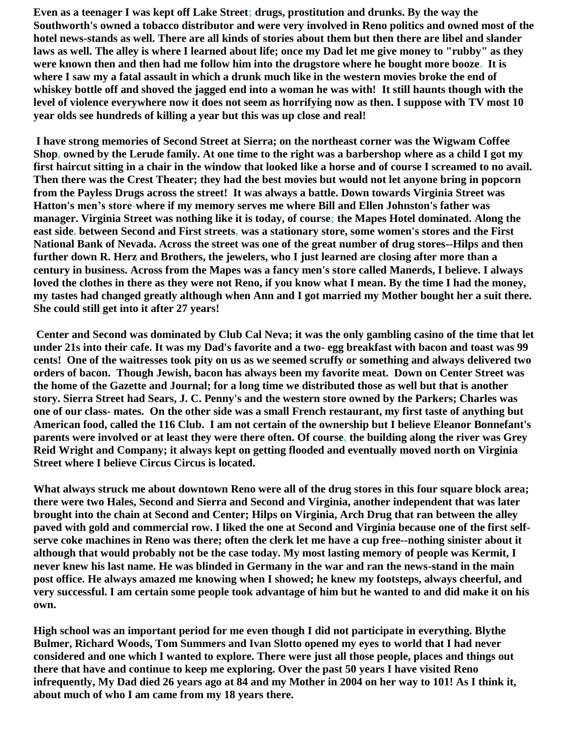**Even as a teenager I was kept off Lake Street; drugs, prostitution and drunks. By the way the Southworth's owned a tobacco distributor and were very involved in Reno politics and owned most of the hotel news-stands as well. There are all kinds of stories about them but then there are libel and slander laws as well. The alley is where I learned about life; once my Dad let me give money to "rubby" as they were known then and then had me follow him into the drugstore where he bought more booze. It is where I saw my a fatal assault in which a drunk much like in the western movies broke the end of whiskey bottle off and shoved the jagged end into a woman he was with! It still haunts though with the level of violence everywhere now it does not seem as horrifying now as then. I suppose with TV most 10 year olds see hundreds of killing a year but this was up close and real!**

**I have strong memories of Second Street at Sierra; on the northeast corner was the Wigwam Coffee Shop, owned by the Lerude family. At one time to the right was a barbershop where as a child I got my first haircut sitting in a chair in the window that looked like a horse and of course I screamed to no avail. Then there was the Crest Theater; they had the best movies but would not let anyone bring in popcorn from the Payless Drugs across the street! It was always a battle. Down towards Virginia Street was Hatton's men's store-where if my memory serves me where Bill and Ellen Johnston's father was manager. Virginia Street was nothing like it is today, of course; the Mapes Hotel dominated. Along the east side, between Second and First streets, was a stationary store, some women's stores and the First National Bank of Nevada. Across the street was one of the great number of drug stores--Hilps and then further down R. Herz and Brothers, the jewelers, who I just learned are closing after more than a century in business. Across from the Mapes was a fancy men's store called Manerds, I believe. I always loved the clothes in there as they were not Reno, if you know what I mean. By the time I had the money, my tastes had changed greatly although when Ann and I got married my Mother bought her a suit there. She could still get into it after 27 years!**

**Center and Second was dominated by Club Cal Neva; it was the only gambling casino of the time that let under 21s into their cafe. It was my Dad's favorite and a two- egg breakfast with bacon and toast was 99 cents! One of the waitresses took pity on us as we seemed scruffy or something and always delivered two orders of bacon. Though Jewish, bacon has always been my favorite meat. Down on Center Street was the home of the Gazette and Journal; for a long time we distributed those as well but that is another story. Sierra Street had Sears, J. C. Penny's and the western store owned by the Parkers; Charles was one of our class- mates. On the other side was a small French restaurant, my first taste of anything but American food, called the 116 Club. I am not certain of the ownership but I believe Eleanor Bonnefant's parents were involved or at least they were there often. Of course, the building along the river was Grey Reid Wright and Company; it always kept on getting flooded and eventually moved north on Virginia Street where I believe Circus Circus is located.**

**What always struck me about downtown Reno were all of the drug stores in this four square block area; there were two Hales, Second and Sierra and Second and Virginia, another independent that was later brought into the chain at Second and Center; Hilps on Virginia, Arch Drug that ran between the alley paved with gold and commercial row. I liked the one at Second and Virginia because one of the first self-serve coke machines in Reno was there; often the clerk let me have a cup free--nothing sinister about it although that would probably not be the case today. My most lasting memory of people was Kermit, I never knew his last name. He was blinded in Germany in the war and ran the news-stand in the main post office. He always amazed me knowing when I showed; he knew my footsteps, always cheerful, and very successful. I am certain some people took advantage of him but he wanted to and did make it on his own.**

**High school was an important period for me even though I did not participate in everything. Blythe Bulmer, Richard Woods, Tom Summers and Ivan Slotto opened my eyes to world that I had never considered and one which I wanted to explore. There were just all those people, places and things out there that have and continue to keep me exploring. Over the past 50 years I have visited Reno infrequently, My Dad died 26 years ago at 84 and my Mother in 2004 on her way to 101! As I think it, about much of who I am came from my 18 years there.**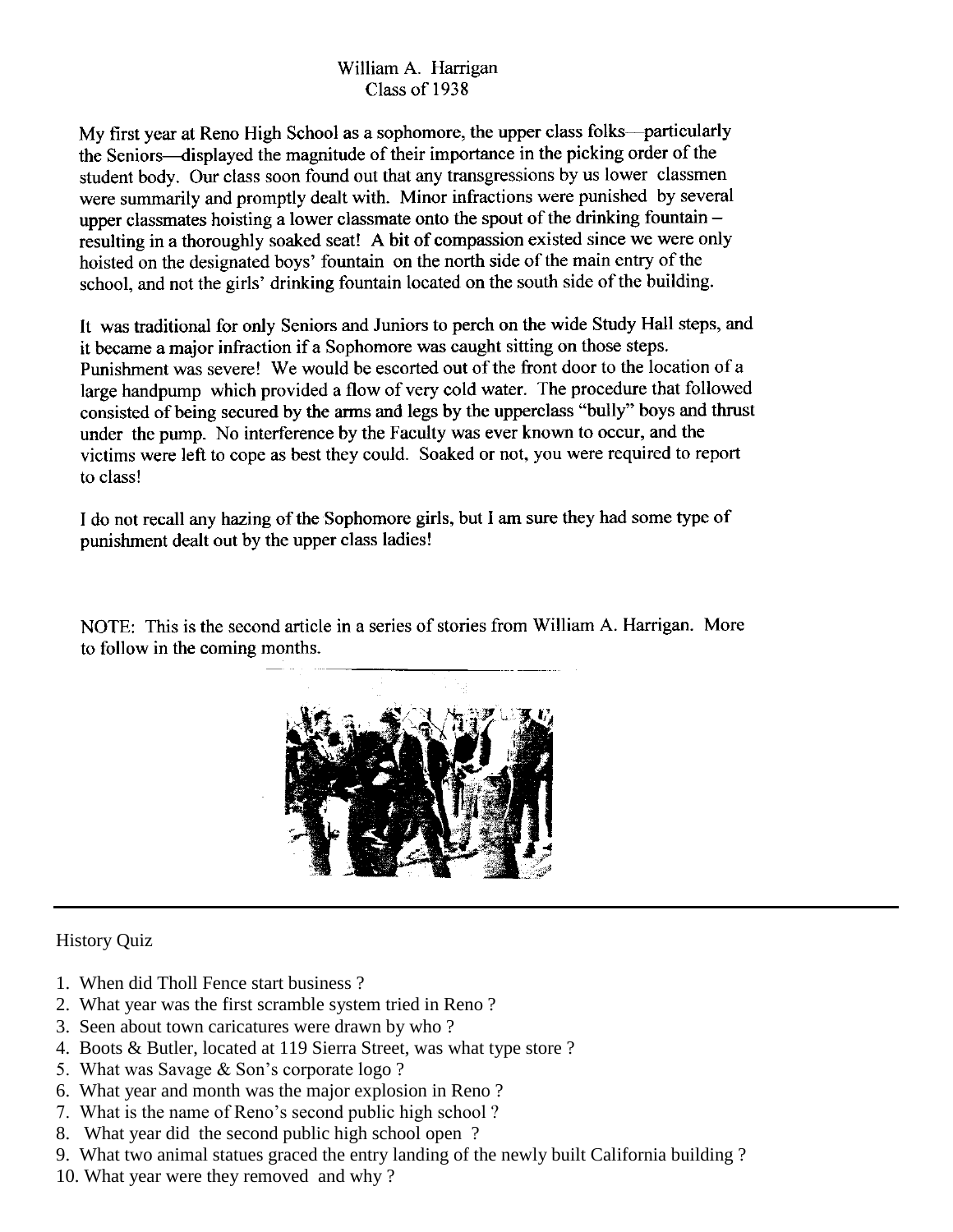William A. Harrigan
Class of 1938

My first year at Reno High School as a sophomore, the upper class folks—particularly the Seniors—displayed the magnitude of their importance in the picking order of the student body. Our class soon found out that any transgressions by us lower classmen were summarily and promptly dealt with. Minor infractions were punished by several upper classmates hoisting a lower classmate onto the spout of the drinking fountain – resulting in a thoroughly soaked seat! A bit of compassion existed since we were only hoisted on the designated boys' fountain on the north side of the main entry of the school, and not the girls' drinking fountain located on the south side of the building.

It was traditional for only Seniors and Juniors to perch on the wide Study Hall steps, and it became a major infraction if a Sophomore was caught sitting on those steps. Punishment was severe! We would be escorted out of the front door to the location of a large handpump which provided a flow of very cold water. The procedure that followed consisted of being secured by the arms and legs by the upperclass "bully" boys and thrust under the pump. No interference by the Faculty was ever known to occur, and the victims were left to cope as best they could. Soaked or not, you were required to report to class!

I do not recall any hazing of the Sophomore girls, but I am sure they had some type of punishment dealt out by the upper class ladies!

NOTE: This is the second article in a series of stories from William A. Harrigan. More to follow in the coming months.

---

History Quiz

1. When did Tholl Fence start business ?
2. What year was the first scramble system tried in Reno ?
3. Seen about town caricatures were drawn by who ?
4. Boots & Butler, located at 119 Sierra Street, was what type store ?
5. What was Savage & Son's corporate logo ?
6. What year and month was the major explosion in Reno ?
7. What is the name of Reno's second public high school ?
8. What year did the second public high school open ?
9. What two animal statues graced the entry landing of the newly built California building ?
10. What year were they removed and why ?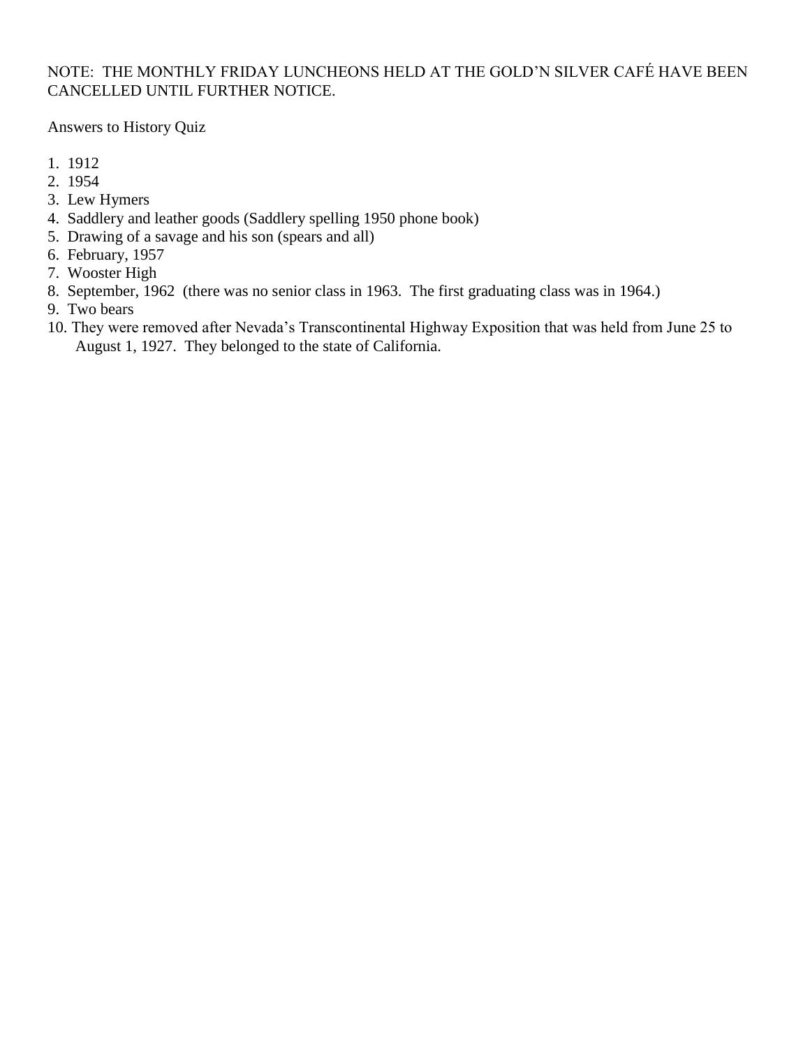NOTE: THE MONTHLY FRIDAY LUNCHEONS HELD AT THE GOLD'N SILVER CAFÉ HAVE BEEN CANCELLED UNTIL FURTHER NOTICE.

Answers to History Quiz

1. 1912
2. 1954
3. Lew Hymers
4. Saddlery and leather goods (Saddlery spelling 1950 phone book)
5. Drawing of a savage and his son (spears and all)
6. February, 1957
7. Wooster High
8. September, 1962 (there was no senior class in 1963. The first graduating class was in 1964.)
9. Two bears
10. They were removed after Nevada's Transcontinental Highway Exposition that was held from June 25 to August 1, 1927. They belonged to the state of California.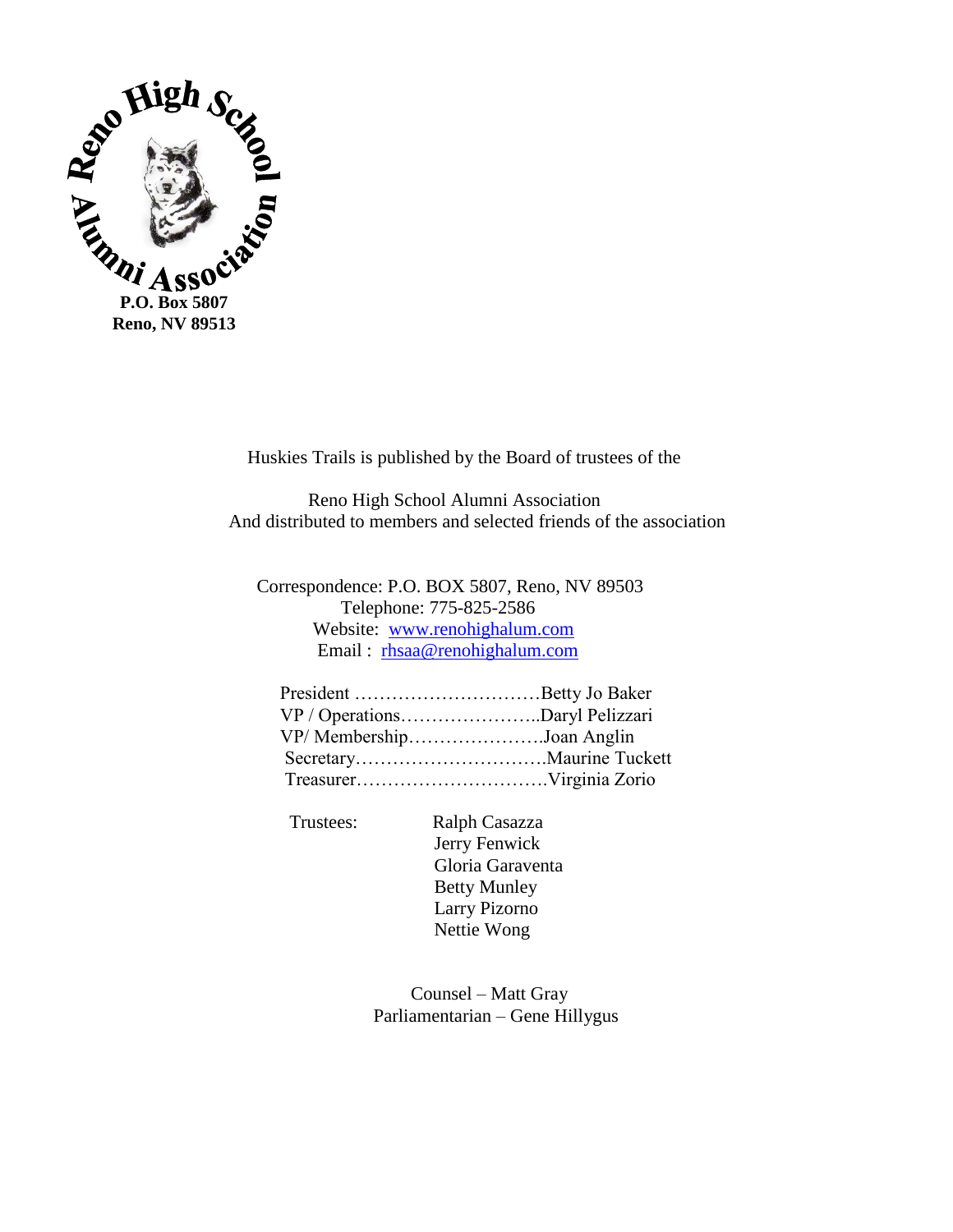Reno High School Alumni Association

**P.O. Box 5807**
**Reno, NV 89513**

Huskies Trails is published by the Board of trustees of the

Reno High School Alumni Association
And distributed to members and selected friends of the association

Correspondence: P.O. BOX 5807, Reno, NV 89503
Telephone: 775-825-2586
Website: www.renohighalum.com
Email : rhsaa@renohighalum.com

President …………………………Betty Jo Baker
VP / Operations…………………..Daryl Pelizzari
VP/ Membership………………….Joan Anglin
Secretary………………………….Maurine Tuckett
Treasurer………………………….Virginia Zorio

Trustees:
- Ralph Casazza
- Jerry Fenwick
- Gloria Garaventa
- Betty Munley
- Larry Pizorno
- Nettie Wong

Counsel – Matt Gray
Parliamentarian – Gene Hillygus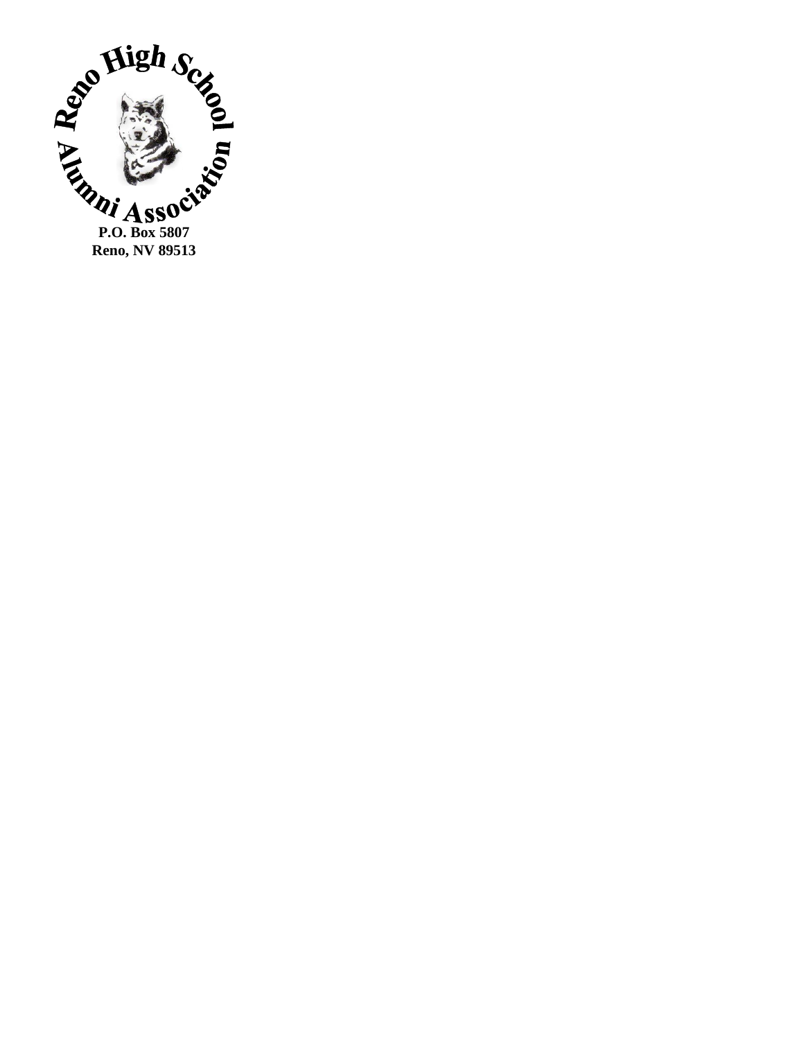Reno High School Alumni Association

**P.O. Box 5807**
**Reno, NV 89513**